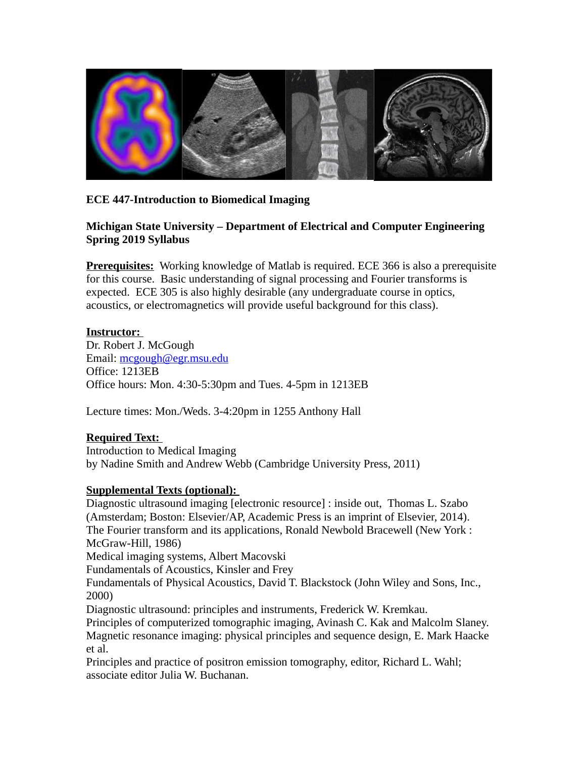**ECE 447-Introduction to Biomedical Imaging**

**Michigan State University – Department of Electrical and Computer Engineering**
**Spring 2019 Syllabus**

**Prerequisites:** Working knowledge of Matlab is required. ECE 366 is also a prerequisite for this course. Basic understanding of signal processing and Fourier transforms is expected. ECE 305 is also highly desirable (any undergraduate course in optics, acoustics, or electromagnetics will provide useful background for this class).

**Instructor:**
Dr. Robert J. McGough
Email: mcgough@egr.msu.edu
Office: 1213EB
Office hours: Mon. 4:30-5:30pm and Tues. 4-5pm in 1213EB

Lecture times: Mon./Weds. 3-4:20pm in 1255 Anthony Hall

**Required Text:**
Introduction to Medical Imaging
by Nadine Smith and Andrew Webb (Cambridge University Press, 2011)

**Supplemental Texts (optional):**
Diagnostic ultrasound imaging [electronic resource] : inside out, Thomas L. Szabo (Amsterdam; Boston: Elsevier/AP, Academic Press is an imprint of Elsevier, 2014).
The Fourier transform and its applications, Ronald Newbold Bracewell (New York : McGraw-Hill, 1986)
Medical imaging systems, Albert Macovski
Fundamentals of Acoustics, Kinsler and Frey
Fundamentals of Physical Acoustics, David T. Blackstock (John Wiley and Sons, Inc., 2000)
Diagnostic ultrasound: principles and instruments, Frederick W. Kremkau.
Principles of computerized tomographic imaging, Avinash C. Kak and Malcolm Slaney.
Magnetic resonance imaging: physical principles and sequence design, E. Mark Haacke et al.
Principles and practice of positron emission tomography, editor, Richard L. Wahl; associate editor Julia W. Buchanan.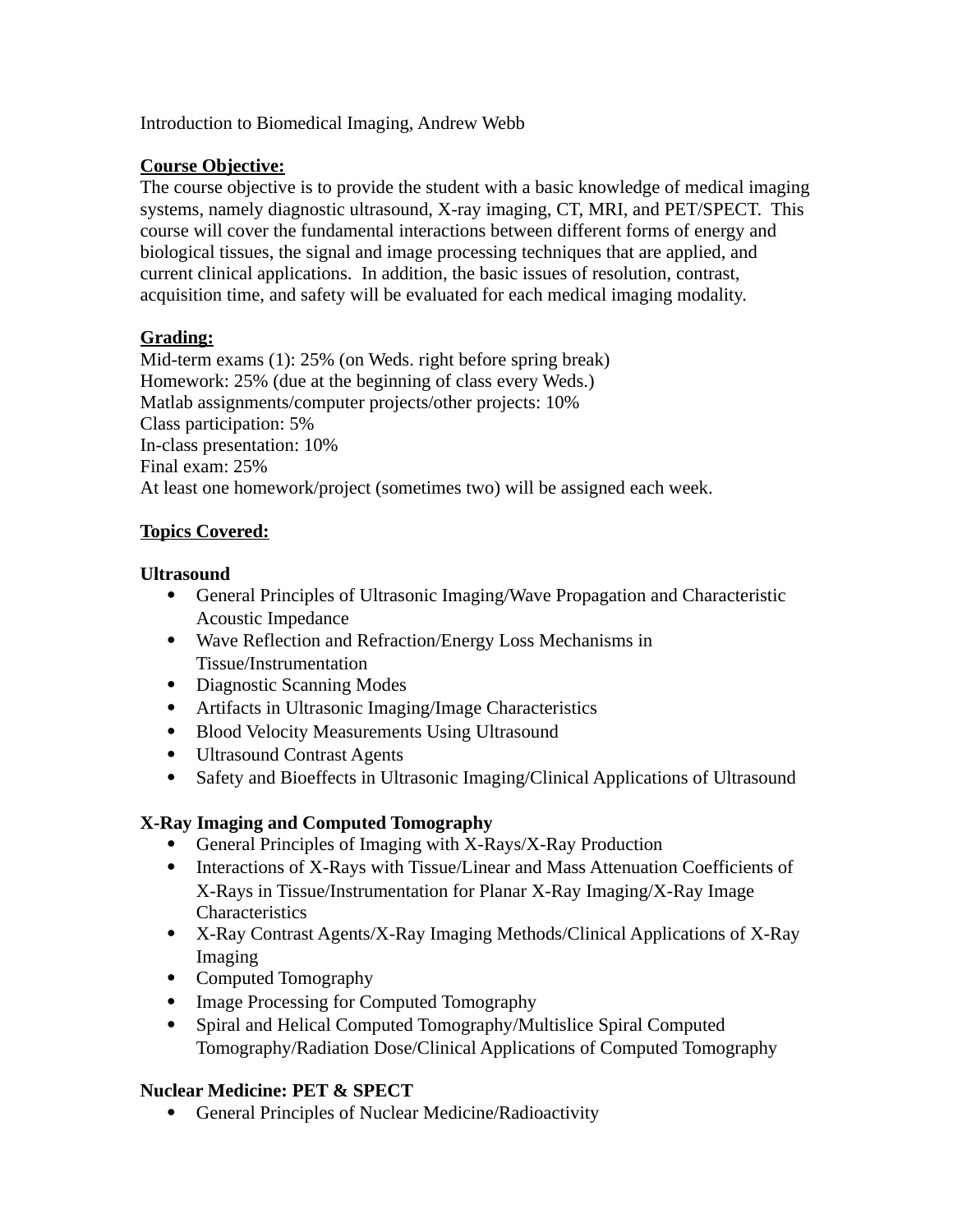Introduction to Biomedical Imaging, Andrew Webb

**Course Objective:**

The course objective is to provide the student with a basic knowledge of medical imaging systems, namely diagnostic ultrasound, X-ray imaging, CT, MRI, and PET/SPECT. This course will cover the fundamental interactions between different forms of energy and biological tissues, the signal and image processing techniques that are applied, and current clinical applications. In addition, the basic issues of resolution, contrast, acquisition time, and safety will be evaluated for each medical imaging modality.

**Grading:**

Mid-term exams (1): 25% (on Weds. right before spring break)
Homework: 25% (due at the beginning of class every Weds.)
Matlab assignments/computer projects/other projects: 10%
Class participation: 5%
In-class presentation: 10%
Final exam: 25%
At least one homework/project (sometimes two) will be assigned each week.

**Topics Covered:**

**Ultrasound**

- General Principles of Ultrasonic Imaging/Wave Propagation and Characteristic Acoustic Impedance
- Wave Reflection and Refraction/Energy Loss Mechanisms in Tissue/Instrumentation
- Diagnostic Scanning Modes
- Artifacts in Ultrasonic Imaging/Image Characteristics
- Blood Velocity Measurements Using Ultrasound
- Ultrasound Contrast Agents
- Safety and Bioeffects in Ultrasonic Imaging/Clinical Applications of Ultrasound

**X-Ray Imaging and Computed Tomography**

- General Principles of Imaging with X-Rays/X-Ray Production
- Interactions of X-Rays with Tissue/Linear and Mass Attenuation Coefficients of X-Rays in Tissue/Instrumentation for Planar X-Ray Imaging/X-Ray Image Characteristics
- X-Ray Contrast Agents/X-Ray Imaging Methods/Clinical Applications of X-Ray Imaging
- Computed Tomography
- Image Processing for Computed Tomography
- Spiral and Helical Computed Tomography/Multislice Spiral Computed Tomography/Radiation Dose/Clinical Applications of Computed Tomography

**Nuclear Medicine: PET & SPECT**

- General Principles of Nuclear Medicine/Radioactivity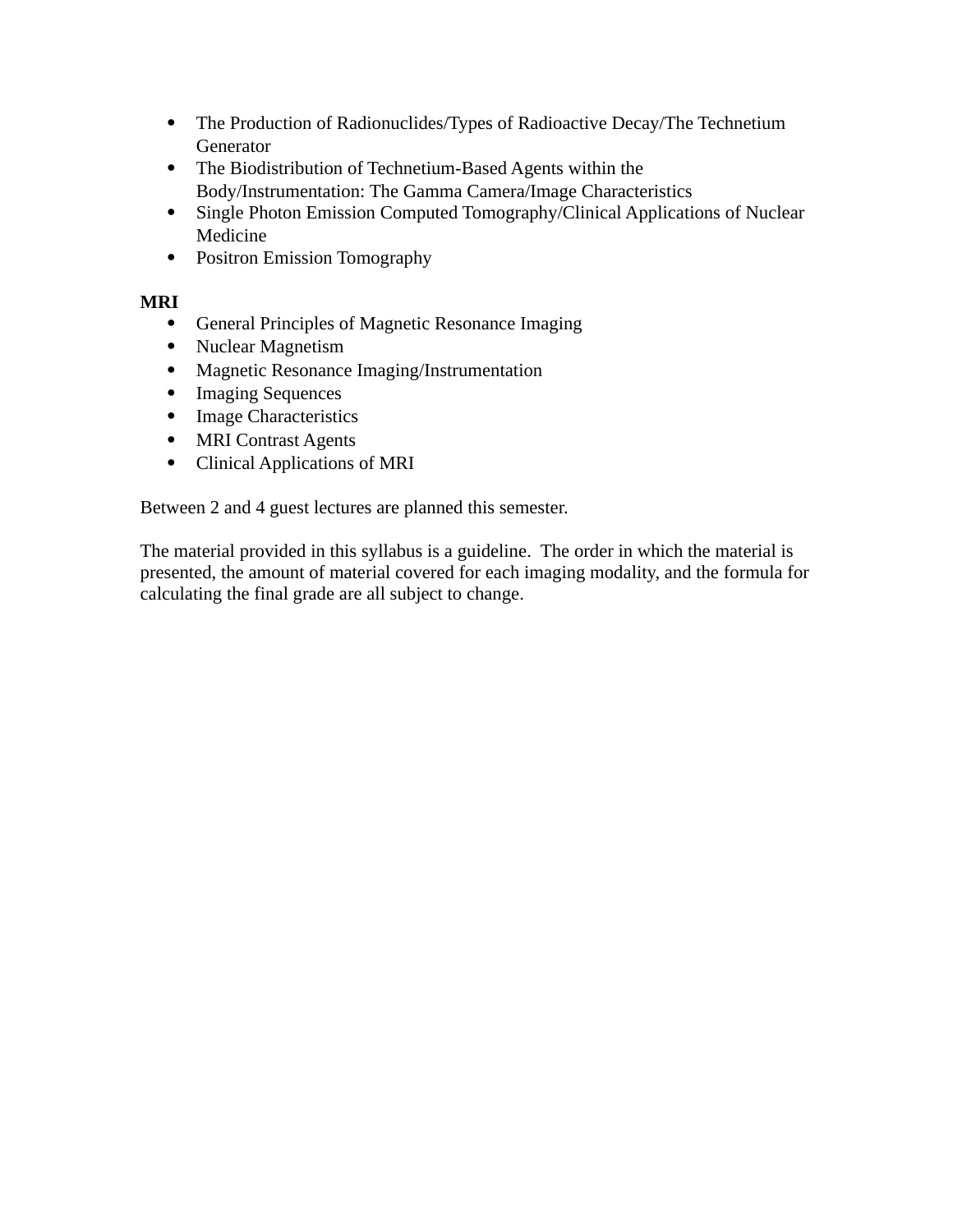- The Production of Radionuclides/Types of Radioactive Decay/The Technetium Generator
- The Biodistribution of Technetium-Based Agents within the Body/Instrumentation: The Gamma Camera/Image Characteristics
- Single Photon Emission Computed Tomography/Clinical Applications of Nuclear Medicine
- Positron Emission Tomography

**MRI**

- General Principles of Magnetic Resonance Imaging
- Nuclear Magnetism
- Magnetic Resonance Imaging/Instrumentation
- Imaging Sequences
- Image Characteristics
- MRI Contrast Agents
- Clinical Applications of MRI

Between 2 and 4 guest lectures are planned this semester.

The material provided in this syllabus is a guideline. The order in which the material is presented, the amount of material covered for each imaging modality, and the formula for calculating the final grade are all subject to change.